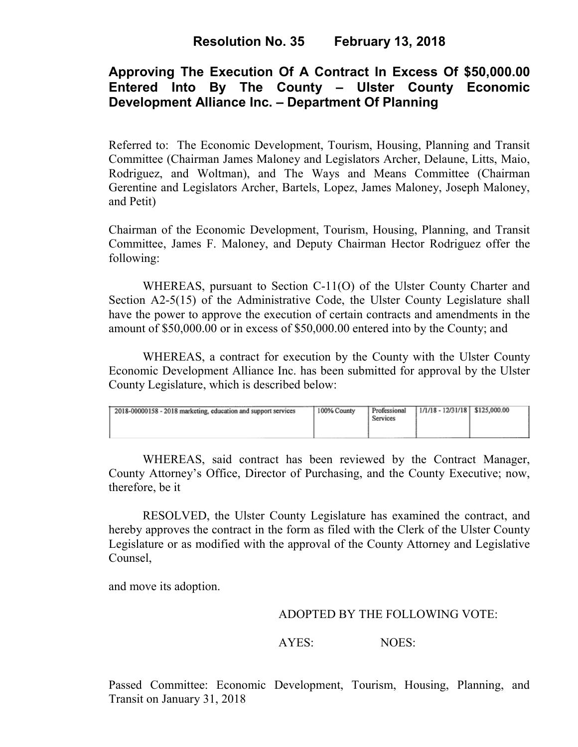# Resolution No. 35 February 13, 2018

## Approving The Execution Of A Contract In Excess Of $50,000.00 Entered Into By The County – Ulster County Economic Development Alliance Inc. – Department Of Planning

Referred to: The Economic Development, Tourism, Housing, Planning and Transit Committee (Chairman James Maloney and Legislators Archer, Delaune, Litts, Maio, Rodriguez, and Woltman), and The Ways and Means Committee (Chairman Gerentine and Legislators Archer, Bartels, Lopez, James Maloney, Joseph Maloney, and Petit)

Chairman of the Economic Development, Tourism, Housing, Planning, and Transit Committee, James F. Maloney, and Deputy Chairman Hector Rodriguez offer the following:

WHEREAS, pursuant to Section C-11(O) of the Ulster County Charter and Section A2-5(15) of the Administrative Code, the Ulster County Legislature shall have the power to approve the execution of certain contracts and amendments in the amount of $50,000.00 or in excess of $50,000.00 entered into by the County; and

WHEREAS, a contract for execution by the County with the Ulster County Economic Development Alliance Inc. has been submitted for approval by the Ulster County Legislature, which is described below:

| | | | | |
|---|---|---|---|---|
| 2018-00000158 - 2018 marketing, education and support services | 100% County | Professional Services | 1/1/18 - 12/31/18 | $125,000.00 |

WHEREAS, said contract has been reviewed by the Contract Manager, County Attorney's Office, Director of Purchasing, and the County Executive; now, therefore, be it

RESOLVED, the Ulster County Legislature has examined the contract, and hereby approves the contract in the form as filed with the Clerk of the Ulster County Legislature or as modified with the approval of the County Attorney and Legislative Counsel,

and move its adoption.

ADOPTED BY THE FOLLOWING VOTE:

AYES: NOES:

Passed Committee: Economic Development, Tourism, Housing, Planning, and Transit on January 31, 2018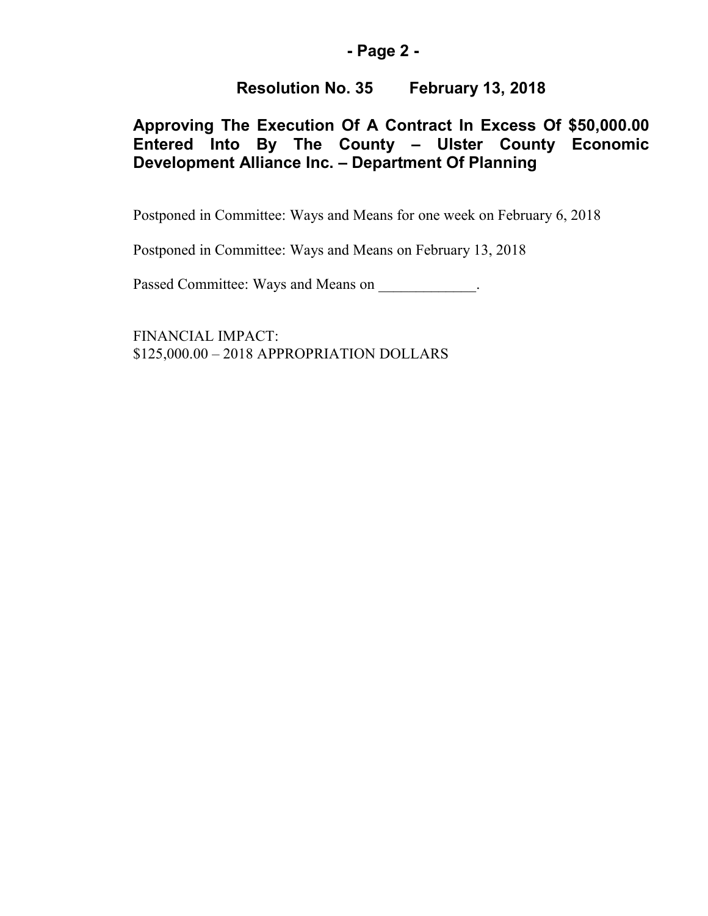## Resolution No. 35 February 13, 2018

## Approving The Execution Of A Contract In Excess Of $50,000.00 Entered Into By The County – Ulster County Economic Development Alliance Inc. – Department Of Planning

Postponed in Committee: Ways and Means for one week on February 6, 2018

Postponed in Committee: Ways and Means on February 13, 2018

Passed Committee: Ways and Means on _____________.

FINANCIAL IMPACT:
$125,000.00 – 2018 APPROPRIATION DOLLARS